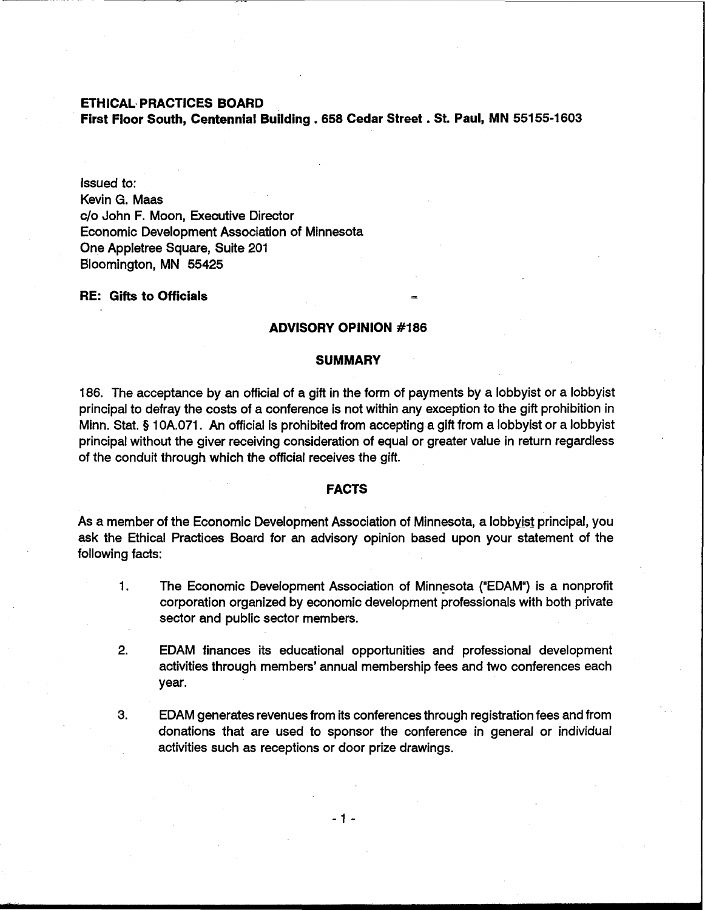**ETHICAL PRACTICES BOARD**
**First Floor South, Centennial Building . 658 Cedar Street . St. Paul, MN 55155-1603**

Issued to:
Kevin G. Maas
c/o John F. Moon, Executive Director
Economic Development Association of Minnesota
One Appletree Square, Suite 201
Bloomington, MN 55425

**RE: Gifts to Officials**

## ADVISORY OPINION #186

### SUMMARY

186. The acceptance by an official of a gift in the form of payments by a lobbyist or a lobbyist principal to defray the costs of a conference is not within any exception to the gift prohibition in Minn. Stat. § 10A.071. An official is prohibited from accepting a gift from a lobbyist or a lobbyist principal without the giver receiving consideration of equal or greater value in return regardless of the conduit through which the official receives the gift.

### FACTS

As a member of the Economic Development Association of Minnesota, a lobbyist principal, you ask the Ethical Practices Board for an advisory opinion based upon your statement of the following facts:

1. The Economic Development Association of Minnesota ("EDAM") is a nonprofit corporation organized by economic development professionals with both private sector and public sector members.

2. EDAM finances its educational opportunities and professional development activities through members' annual membership fees and two conferences each year.

3. EDAM generates revenues from its conferences through registration fees and from donations that are used to sponsor the conference in general or individual activities such as receptions or door prize drawings.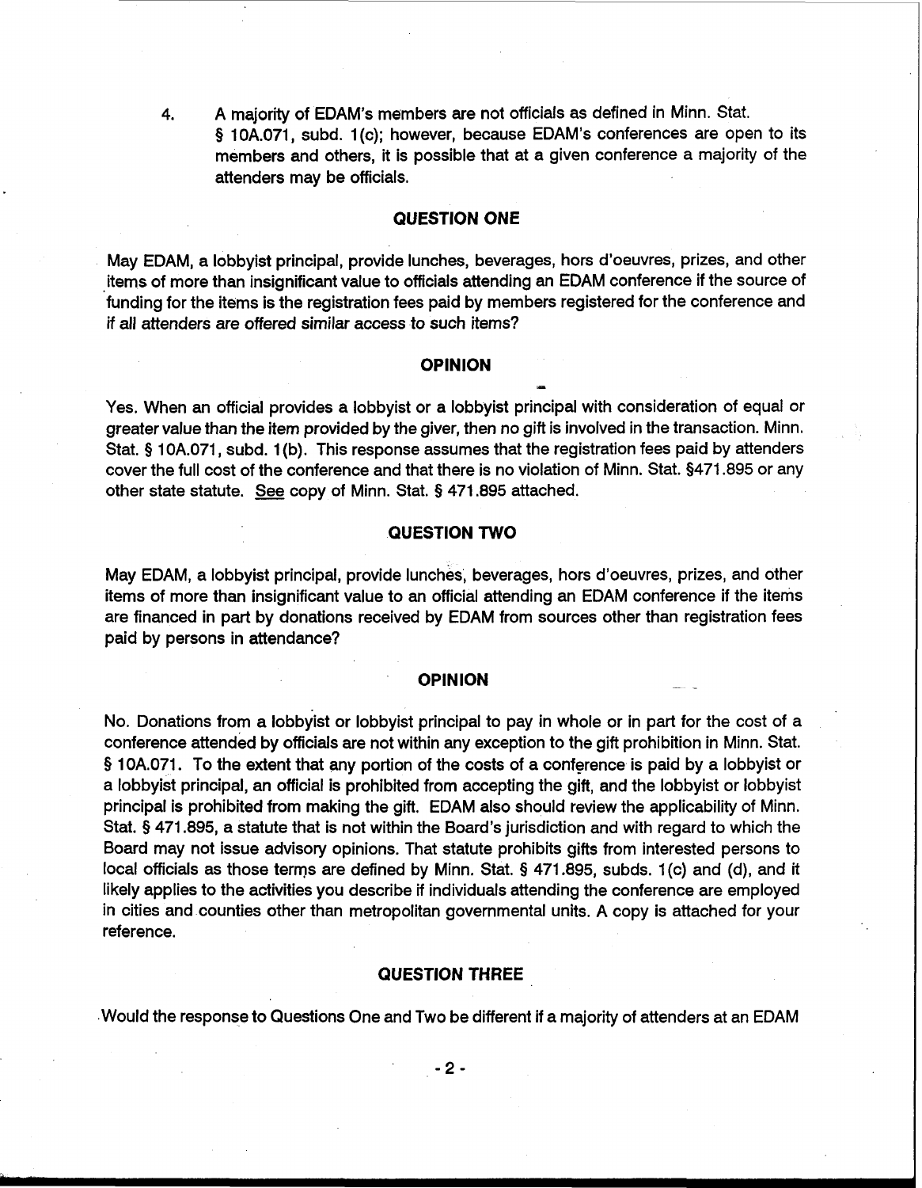4. A majority of EDAM's members are not officials as defined in Minn. Stat. § 10A.071, subd. 1(c); however, because EDAM's conferences are open to its members and others, it is possible that at a given conference a majority of the attenders may be officials.

## QUESTION ONE

May EDAM, a lobbyist principal, provide lunches, beverages, hors d'oeuvres, prizes, and other items of more than insignificant value to officials attending an EDAM conference if the source of funding for the items is the registration fees paid by members registered for the conference and if all attenders are offered similar access to such items?

## OPINION

Yes. When an official provides a lobbyist or a lobbyist principal with consideration of equal or greater value than the item provided by the giver, then no gift is involved in the transaction. Minn. Stat. § 10A.071, subd. 1(b). This response assumes that the registration fees paid by attenders cover the full cost of the conference and that there is no violation of Minn. Stat. §471.895 or any other state statute. See copy of Minn. Stat. § 471.895 attached.

## QUESTION TWO

May EDAM, a lobbyist principal, provide lunches, beverages, hors d'oeuvres, prizes, and other items of more than insignificant value to an official attending an EDAM conference if the items are financed in part by donations received by EDAM from sources other than registration fees paid by persons in attendance?

## OPINION

No. Donations from a lobbyist or lobbyist principal to pay in whole or in part for the cost of a conference attended by officials are not within any exception to the gift prohibition in Minn. Stat. § 10A.071. To the extent that any portion of the costs of a conference is paid by a lobbyist or a lobbyist principal, an official is prohibited from accepting the gift, and the lobbyist or lobbyist principal is prohibited from making the gift. EDAM also should review the applicability of Minn. Stat. § 471.895, a statute that is not within the Board's jurisdiction and with regard to which the Board may not issue advisory opinions. That statute prohibits gifts from interested persons to local officials as those terms are defined by Minn. Stat. § 471.895, subds. 1(c) and (d), and it likely applies to the activities you describe if individuals attending the conference are employed in cities and counties other than metropolitan governmental units. A copy is attached for your reference.

## QUESTION THREE

Would the response to Questions One and Two be different if a majority of attenders at an EDAM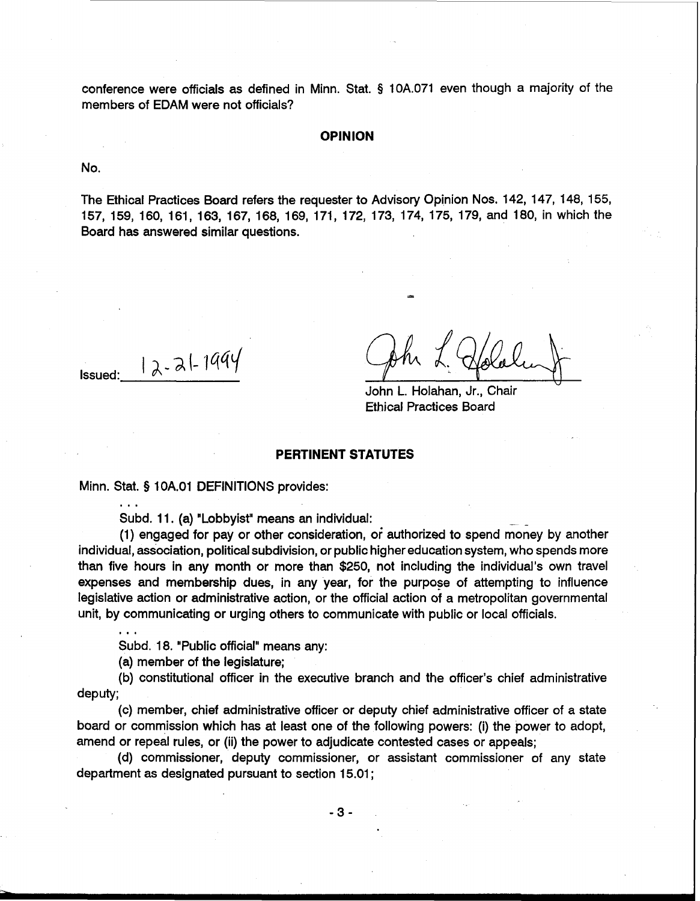conference were officials as defined in Minn. Stat. § 10A.071 even though a majority of the members of EDAM were not officials?

## OPINION

No.

The Ethical Practices Board refers the requester to Advisory Opinion Nos. 142, 147, 148, 155, 157, 159, 160, 161, 163, 167, 168, 169, 171, 172, 173, 174, 175, 179, and 180, in which the Board has answered similar questions.

Issued: 12-21-1994

John L. Holahan, Jr., Chair
Ethical Practices Board

## PERTINENT STATUTES

Minn. Stat. § 10A.01 DEFINITIONS provides:

. . .

Subd. 11. (a) "Lobbyist" means an individual:

(1) engaged for pay or other consideration, or authorized to spend money by another individual, association, political subdivision, or public higher education system, who spends more than five hours in any month or more than $250, not including the individual's own travel expenses and membership dues, in any year, for the purpose of attempting to influence legislative action or administrative action, or the official action of a metropolitan governmental unit, by communicating or urging others to communicate with public or local officials.

. . .

Subd. 18. "Public official" means any:

(a) member of the legislature;

(b) constitutional officer in the executive branch and the officer's chief administrative deputy;

(c) member, chief administrative officer or deputy chief administrative officer of a state board or commission which has at least one of the following powers: (i) the power to adopt, amend or repeal rules, or (ii) the power to adjudicate contested cases or appeals;

(d) commissioner, deputy commissioner, or assistant commissioner of any state department as designated pursuant to section 15.01;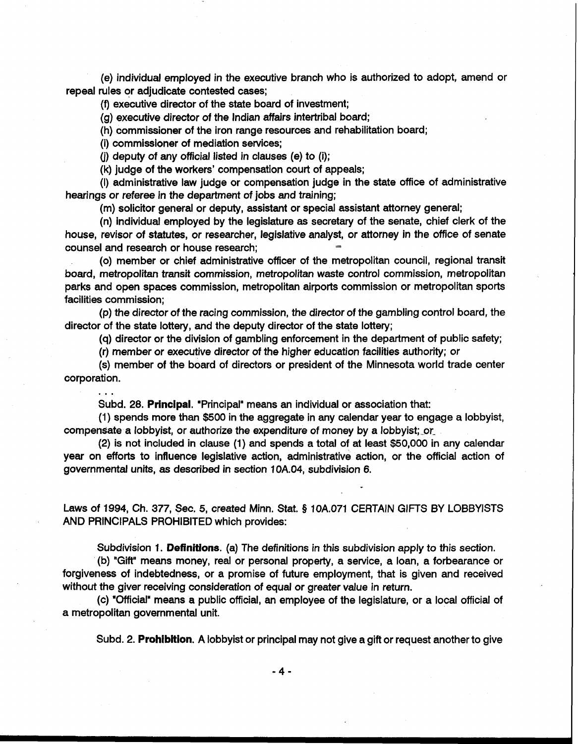(e) individual employed in the executive branch who is authorized to adopt, amend or repeal rules or adjudicate contested cases;

(f) executive director of the state board of investment;

(g) executive director of the Indian affairs intertribal board;

(h) commissioner of the iron range resources and rehabilitation board;

(i) commissioner of mediation services;

(j) deputy of any official listed in clauses (e) to (i);

(k) judge of the workers' compensation court of appeals;

(l) administrative law judge or compensation judge in the state office of administrative hearings or referee in the department of jobs and training;

(m) solicitor general or deputy, assistant or special assistant attorney general;

(n) individual employed by the legislature as secretary of the senate, chief clerk of the house, revisor of statutes, or researcher, legislative analyst, or attorney in the office of senate counsel and research or house research;

(o) member or chief administrative officer of the metropolitan council, regional transit board, metropolitan transit commission, metropolitan waste control commission, metropolitan parks and open spaces commission, metropolitan airports commission or metropolitan sports facilities commission;

(p) the director of the racing commission, the director of the gambling control board, the director of the state lottery, and the deputy director of the state lottery;

(q) director or the division of gambling enforcement in the department of public safety;

(r) member or executive director of the higher education facilities authority; or

(s) member of the board of directors or president of the Minnesota world trade center corporation.

. . .

Subd. 28. **Principal**. "Principal" means an individual or association that:

(1) spends more than $500 in the aggregate in any calendar year to engage a lobbyist, compensate a lobbyist, or authorize the expenditure of money by a lobbyist; or

(2) is not included in clause (1) and spends a total of at least $50,000 in any calendar year on efforts to influence legislative action, administrative action, or the official action of governmental units, as described in section 10A.04, subdivision 6.

Laws of 1994, Ch. 377, Sec. 5, created Minn. Stat. § 10A.071 CERTAIN GIFTS BY LOBBYISTS AND PRINCIPALS PROHIBITED which provides:

Subdivision 1. **Definitions**. (a) The definitions in this subdivision apply to this section.

(b) "Gift" means money, real or personal property, a service, a loan, a forbearance or forgiveness of indebtedness, or a promise of future employment, that is given and received without the giver receiving consideration of equal or greater value in return.

(c) "Official" means a public official, an employee of the legislature, or a local official of a metropolitan governmental unit.

Subd. 2. **Prohibition**. A lobbyist or principal may not give a gift or request another to give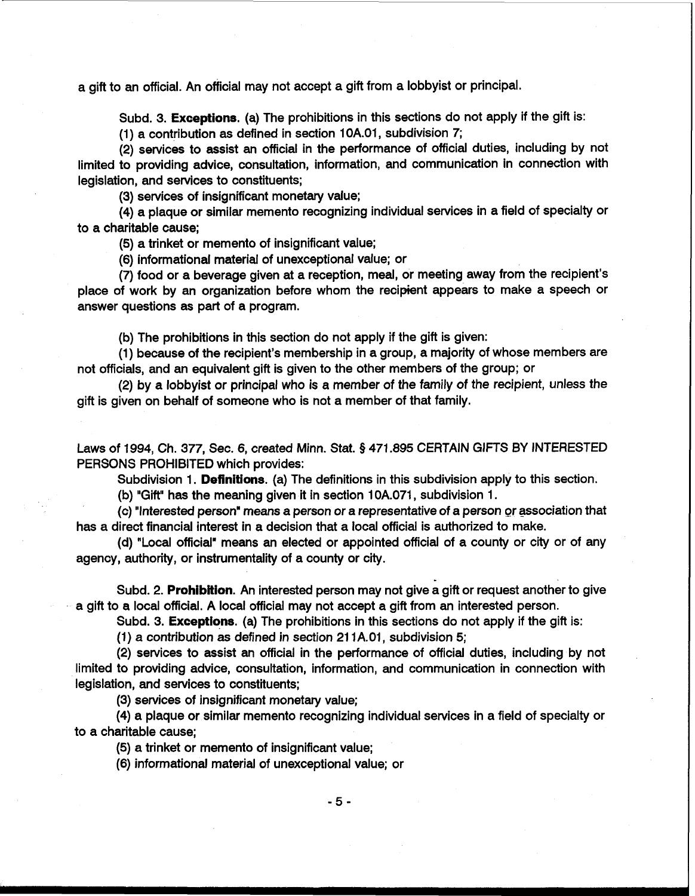a gift to an official. An official may not accept a gift from a lobbyist or principal.

Subd. 3. **Exceptions.** (a) The prohibitions in this sections do not apply if the gift is:

(1) a contribution as defined in section 10A.01, subdivision 7;

(2) services to assist an official in the performance of official duties, including by not limited to providing advice, consultation, information, and communication in connection with legislation, and services to constituents;

(3) services of insignificant monetary value;

(4) a plaque or similar memento recognizing individual services in a field of specialty or to a charitable cause;

(5) a trinket or memento of insignificant value;

(6) informational material of unexceptional value; or

(7) food or a beverage given at a reception, meal, or meeting away from the recipient's place of work by an organization before whom the recipient appears to make a speech or answer questions as part of a program.

(b) The prohibitions in this section do not apply if the gift is given:

(1) because of the recipient's membership in a group, a majority of whose members are not officials, and an equivalent gift is given to the other members of the group; or

(2) by a lobbyist or principal who is a member of the family of the recipient, unless the gift is given on behalf of someone who is not a member of that family.

Laws of 1994, Ch. 377, Sec. 6, created Minn. Stat. § 471.895 CERTAIN GIFTS BY INTERESTED PERSONS PROHIBITED which provides:

Subdivision 1. **Definitions.** (a) The definitions in this subdivision apply to this section.

(b) "Gift" has the meaning given it in section 10A.071, subdivision 1.

(c) "Interested person" means a person or a representative of a person or association that has a direct financial interest in a decision that a local official is authorized to make.

(d) "Local official" means an elected or appointed official of a county or city or of any agency, authority, or instrumentality of a county or city.

Subd. 2. **Prohibition.** An interested person may not give a gift or request another to give a gift to a local official. A local official may not accept a gift from an interested person.

Subd. 3. **Exceptions.** (a) The prohibitions in this sections do not apply if the gift is:

(1) a contribution as defined in section 211A.01, subdivision 5;

(2) services to assist an official in the performance of official duties, including by not limited to providing advice, consultation, information, and communication in connection with legislation, and services to constituents;

(3) services of insignificant monetary value;

(4) a plaque or similar memento recognizing individual services in a field of specialty or to a charitable cause;

(5) a trinket or memento of insignificant value;

(6) informational material of unexceptional value; or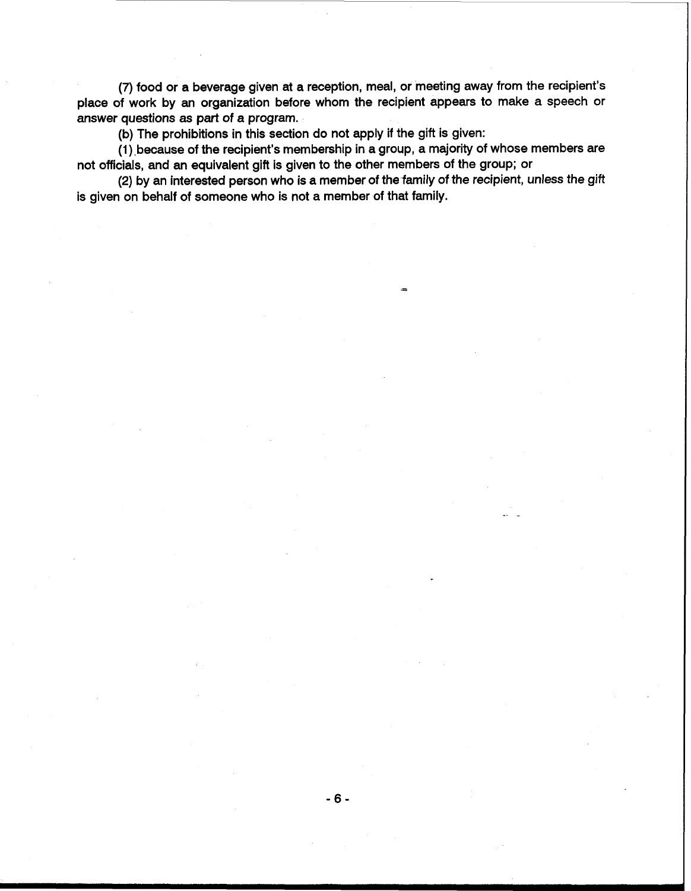(7) food or a beverage given at a reception, meal, or meeting away from the recipient's place of work by an organization before whom the recipient appears to make a speech or answer questions as part of a program.

(b) The prohibitions in this section do not apply if the gift is given:

(1) because of the recipient's membership in a group, a majority of whose members are not officials, and an equivalent gift is given to the other members of the group; or

(2) by an interested person who is a member of the family of the recipient, unless the gift is given on behalf of someone who is not a member of that family.